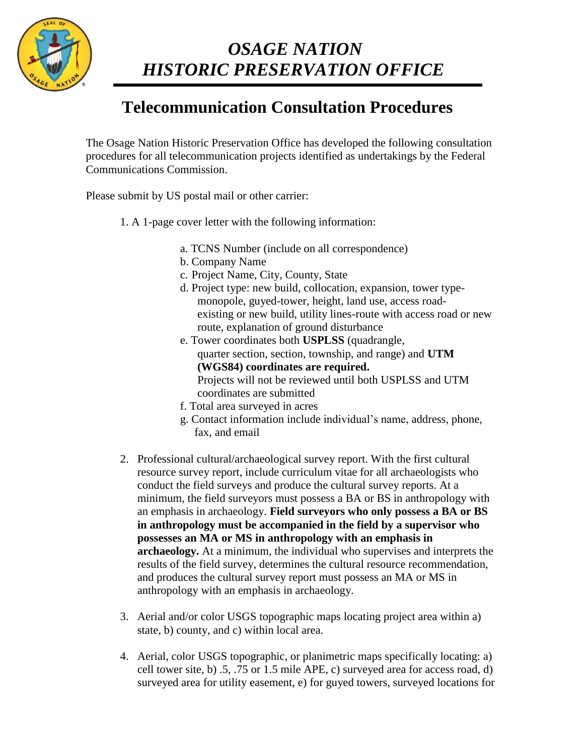# *OSAGE NATION*
# *HISTORIC PRESERVATION OFFICE*

## Telecommunication Consultation Procedures

The Osage Nation Historic Preservation Office has developed the following consultation procedures for all telecommunication projects identified as undertakings by the Federal Communications Commission.

Please submit by US postal mail or other carrier:

1. A 1-page cover letter with the following information:

    a. TCNS Number (include on all correspondence)
    b. Company Name
    c. Project Name, City, County, State
    d. Project type: new build, collocation, expansion, tower type-monopole, guyed-tower, height, land use, access road-existing or new build, utility lines-route with access road or new route, explanation of ground disturbance
    e. Tower coordinates both **USPLSS** (quadrangle, quarter section, section, township, and range) and **UTM (WGS84) coordinates are required.** Projects will not be reviewed until both USPLSS and UTM coordinates are submitted
    f. Total area surveyed in acres
    g. Contact information include individual's name, address, phone, fax, and email

2. Professional cultural/archaeological survey report. With the first cultural resource survey report, include curriculum vitae for all archaeologists who conduct the field surveys and produce the cultural survey reports. At a minimum, the field surveyors must possess a BA or BS in anthropology with an emphasis in archaeology. **Field surveyors who only possess a BA or BS in anthropology must be accompanied in the field by a supervisor who possesses an MA or MS in anthropology with an emphasis in archaeology.** At a minimum, the individual who supervises and interprets the results of the field survey, determines the cultural resource recommendation, and produces the cultural survey report must possess an MA or MS in anthropology with an emphasis in archaeology.

3. Aerial and/or color USGS topographic maps locating project area within a) state, b) county, and c) within local area.

4. Aerial, color USGS topographic, or planimetric maps specifically locating: a) cell tower site, b) .5, .75 or 1.5 mile APE, c) surveyed area for access road, d) surveyed area for utility easement, e) for guyed towers, surveyed locations for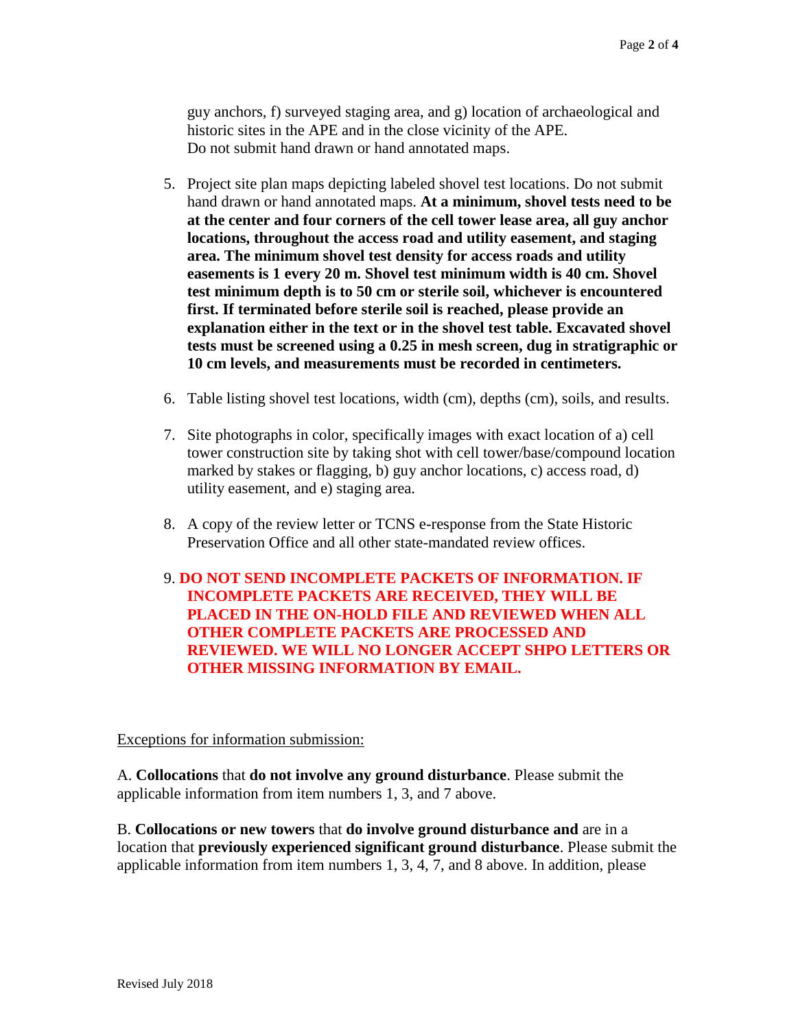guy anchors, f) surveyed staging area, and g) location of archaeological and historic sites in the APE and in the close vicinity of the APE. Do not submit hand drawn or hand annotated maps.

5. Project site plan maps depicting labeled shovel test locations. Do not submit hand drawn or hand annotated maps. **At a minimum, shovel tests need to be at the center and four corners of the cell tower lease area, all guy anchor locations, throughout the access road and utility easement, and staging area. The minimum shovel test density for access roads and utility easements is 1 every 20 m. Shovel test minimum width is 40 cm. Shovel test minimum depth is to 50 cm or sterile soil, whichever is encountered first. If terminated before sterile soil is reached, please provide an explanation either in the text or in the shovel test table. Excavated shovel tests must be screened using a 0.25 in mesh screen, dug in stratigraphic or 10 cm levels, and measurements must be recorded in centimeters.**

6. Table listing shovel test locations, width (cm), depths (cm), soils, and results.

7. Site photographs in color, specifically images with exact location of a) cell tower construction site by taking shot with cell tower/base/compound location marked by stakes or flagging, b) guy anchor locations, c) access road, d) utility easement, and e) staging area.

8. A copy of the review letter or TCNS e-response from the State Historic Preservation Office and all other state-mandated review offices.

9. **DO NOT SEND INCOMPLETE PACKETS OF INFORMATION. IF INCOMPLETE PACKETS ARE RECEIVED, THEY WILL BE PLACED IN THE ON-HOLD FILE AND REVIEWED WHEN ALL OTHER COMPLETE PACKETS ARE PROCESSED AND REVIEWED. WE WILL NO LONGER ACCEPT SHPO LETTERS OR OTHER MISSING INFORMATION BY EMAIL.**

Exceptions for information submission:

A. **Collocations** that **do not involve any ground disturbance**. Please submit the applicable information from item numbers 1, 3, and 7 above.

B. **Collocations or new towers** that **do involve ground disturbance and** are in a location that **previously experienced significant ground disturbance**. Please submit the applicable information from item numbers 1, 3, 4, 7, and 8 above. In addition, please

Revised July 2018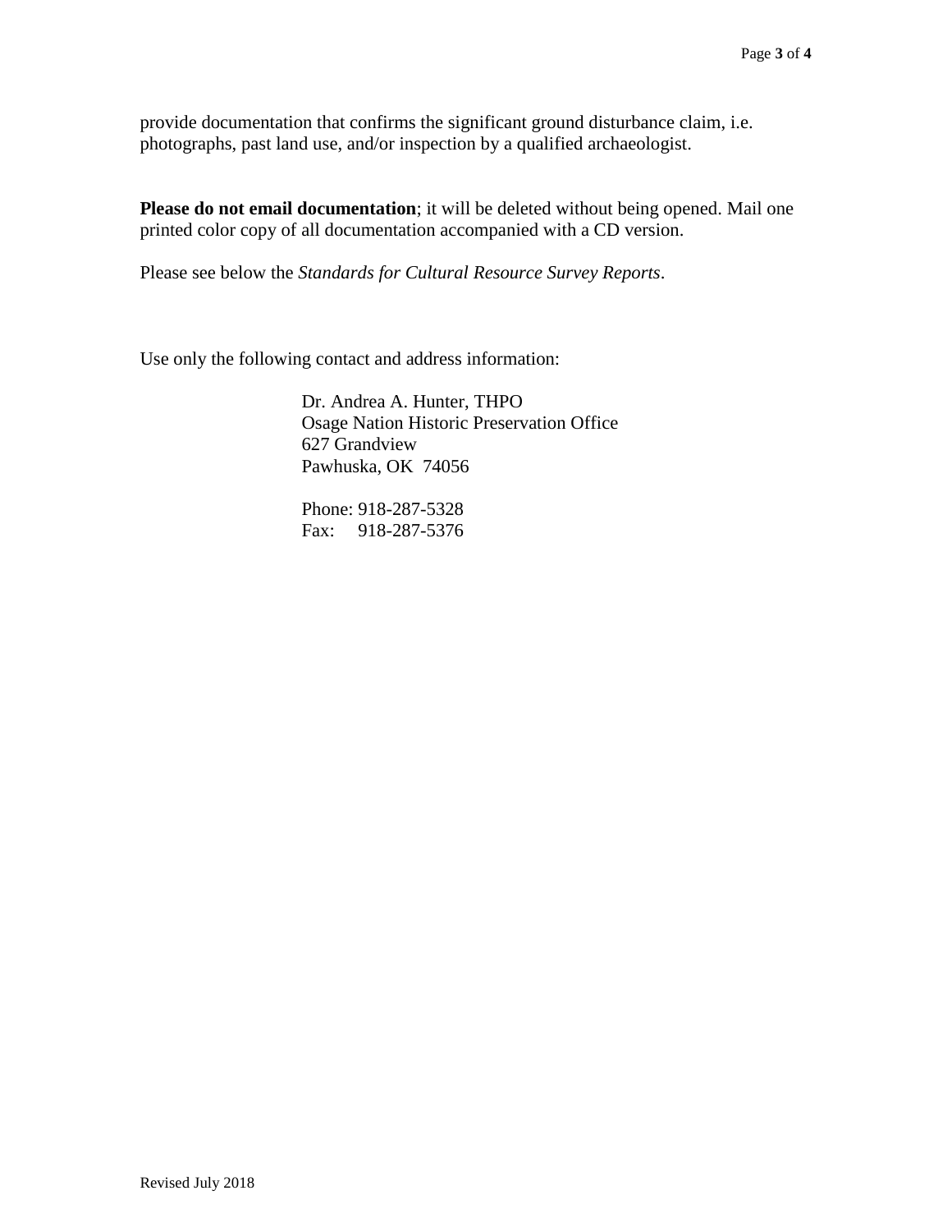provide documentation that confirms the significant ground disturbance claim, i.e. photographs, past land use, and/or inspection by a qualified archaeologist.

**Please do not email documentation**; it will be deleted without being opened. Mail one printed color copy of all documentation accompanied with a CD version.

Please see below the *Standards for Cultural Resource Survey Reports*.

Use only the following contact and address information:

Dr. Andrea A. Hunter, THPO
Osage Nation Historic Preservation Office
627 Grandview
Pawhuska, OK 74056

Phone: 918-287-5328
Fax: 918-287-5376

Revised July 2018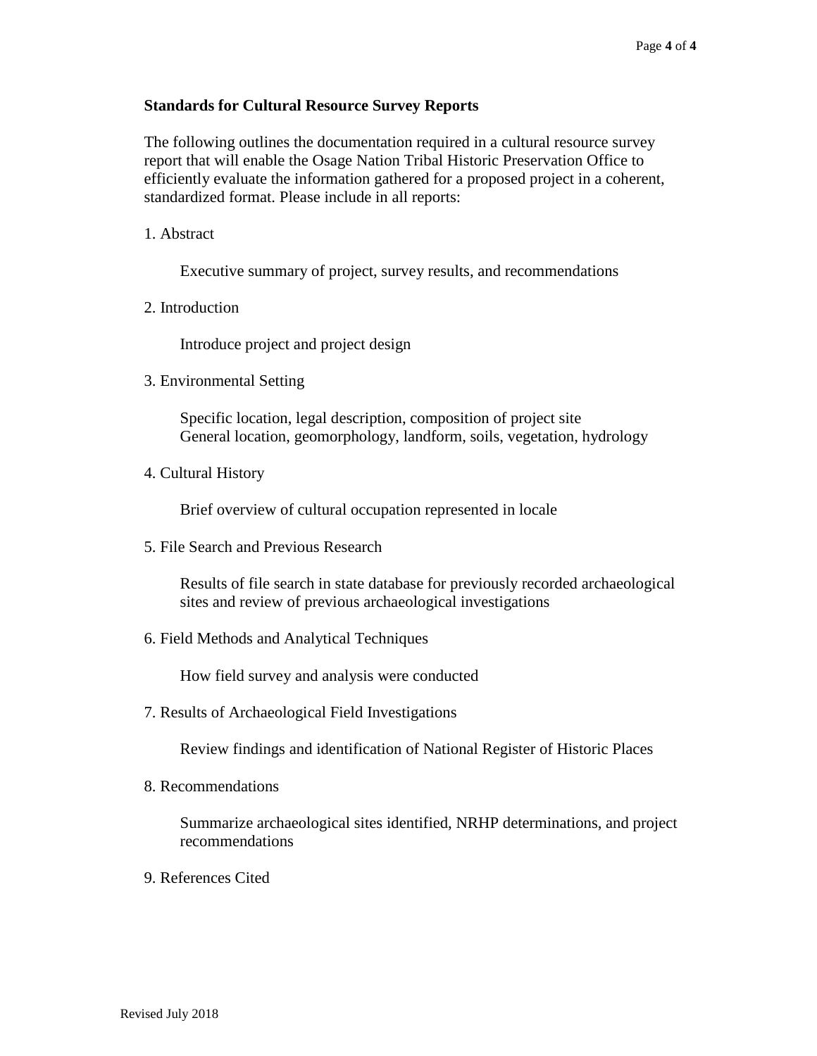**Standards for Cultural Resource Survey Reports**

The following outlines the documentation required in a cultural resource survey report that will enable the Osage Nation Tribal Historic Preservation Office to efficiently evaluate the information gathered for a proposed project in a coherent, standardized format. Please include in all reports:

1. Abstract

    Executive summary of project, survey results, and recommendations

2. Introduction

    Introduce project and project design

3. Environmental Setting

    Specific location, legal description, composition of project site
    General location, geomorphology, landform, soils, vegetation, hydrology

4. Cultural History

    Brief overview of cultural occupation represented in locale

5. File Search and Previous Research

    Results of file search in state database for previously recorded archaeological sites and review of previous archaeological investigations

6. Field Methods and Analytical Techniques

    How field survey and analysis were conducted

7. Results of Archaeological Field Investigations

    Review findings and identification of National Register of Historic Places

8. Recommendations

    Summarize archaeological sites identified, NRHP determinations, and project recommendations

9. References Cited

Revised July 2018